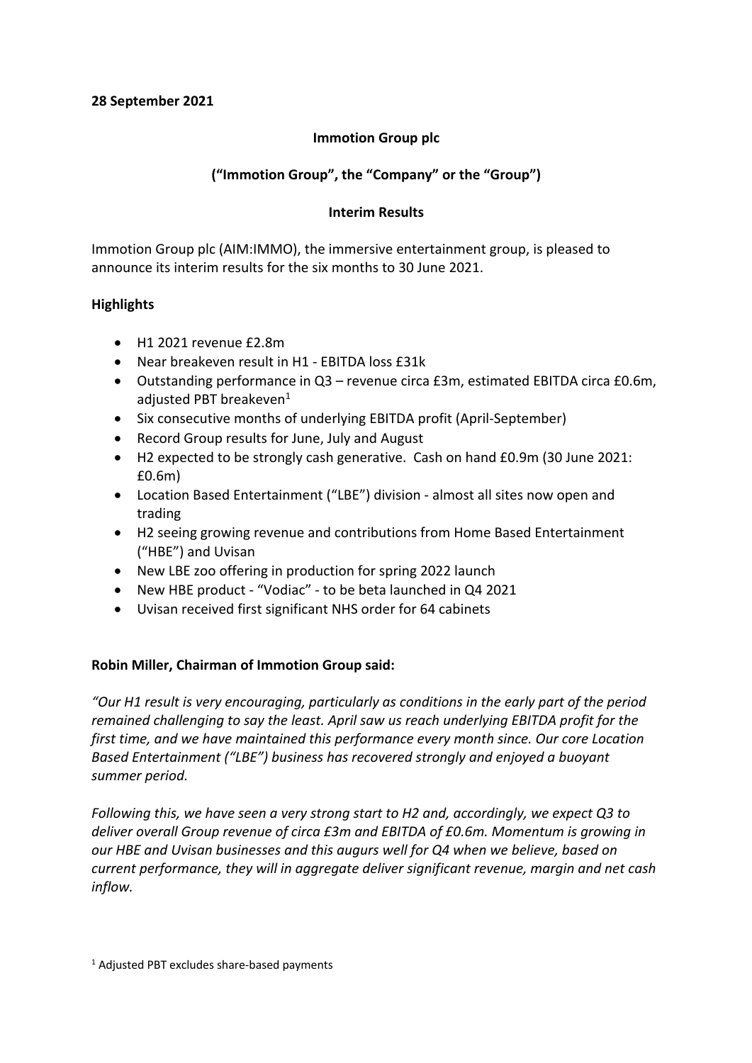**28 September 2021**

**Immotion Group plc**

**("Immotion Group", the "Company" or the "Group")**

**Interim Results**

Immotion Group plc (AIM:IMMO), the immersive entertainment group, is pleased to announce its interim results for the six months to 30 June 2021.

**Highlights**

- H1 2021 revenue £2.8m
- Near breakeven result in H1 - EBITDA loss £31k
- Outstanding performance in Q3 – revenue circa £3m, estimated EBITDA circa £0.6m, adjusted PBT breakeven[1]
- Six consecutive months of underlying EBITDA profit (April-September)
- Record Group results for June, July and August
- H2 expected to be strongly cash generative. Cash on hand £0.9m (30 June 2021: £0.6m)
- Location Based Entertainment ("LBE") division - almost all sites now open and trading
- H2 seeing growing revenue and contributions from Home Based Entertainment ("HBE") and Uvisan
- New LBE zoo offering in production for spring 2022 launch
- New HBE product - "Vodiac" - to be beta launched in Q4 2021
- Uvisan received first significant NHS order for 64 cabinets

**Robin Miller, Chairman of Immotion Group said:**

*"Our H1 result is very encouraging, particularly as conditions in the early part of the period remained challenging to say the least. April saw us reach underlying EBITDA profit for the first time, and we have maintained this performance every month since. Our core Location Based Entertainment ("LBE") business has recovered strongly and enjoyed a buoyant summer period.*

*Following this, we have seen a very strong start to H2 and, accordingly, we expect Q3 to deliver overall Group revenue of circa £3m and EBITDA of £0.6m. Momentum is growing in our HBE and Uvisan businesses and this augurs well for Q4 when we believe, based on current performance, they will in aggregate deliver significant revenue, margin and net cash inflow.*

[1] Adjusted PBT excludes share-based payments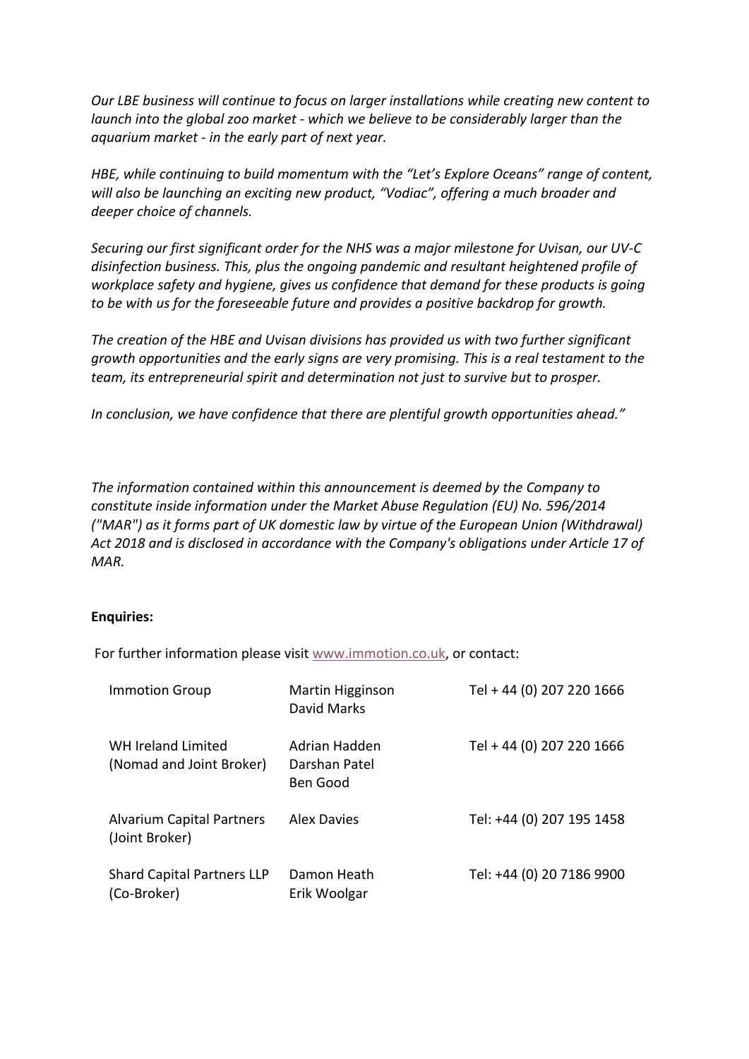*Our LBE business will continue to focus on larger installations while creating new content to launch into the global zoo market - which we believe to be considerably larger than the aquarium market - in the early part of next year.*

*HBE, while continuing to build momentum with the "Let's Explore Oceans" range of content, will also be launching an exciting new product, "Vodiac", offering a much broader and deeper choice of channels.*

*Securing our first significant order for the NHS was a major milestone for Uvisan, our UV-C disinfection business. This, plus the ongoing pandemic and resultant heightened profile of workplace safety and hygiene, gives us confidence that demand for these products is going to be with us for the foreseeable future and provides a positive backdrop for growth.*

*The creation of the HBE and Uvisan divisions has provided us with two further significant growth opportunities and the early signs are very promising. This is a real testament to the team, its entrepreneurial spirit and determination not just to survive but to prosper.*

*In conclusion, we have confidence that there are plentiful growth opportunities ahead."*

*The information contained within this announcement is deemed by the Company to constitute inside information under the Market Abuse Regulation (EU) No. 596/2014 ("MAR") as it forms part of UK domestic law by virtue of the European Union (Withdrawal) Act 2018 and is disclosed in accordance with the Company's obligations under Article 17 of MAR.*

**Enquiries:**

For further information please visit www.immotion.co.uk, or contact:

| | | |
|---|---|---|
| Immotion Group | Martin Higginson<br>David Marks | Tel + 44 (0) 207 220 1666 |
| WH Ireland Limited<br>(Nomad and Joint Broker) | Adrian Hadden<br>Darshan Patel<br>Ben Good | Tel + 44 (0) 207 220 1666 |
| Alvarium Capital Partners<br>(Joint Broker) | Alex Davies | Tel: +44 (0) 207 195 1458 |
| Shard Capital Partners LLP<br>(Co-Broker) | Damon Heath<br>Erik Woolgar | Tel: +44 (0) 20 7186 9900 |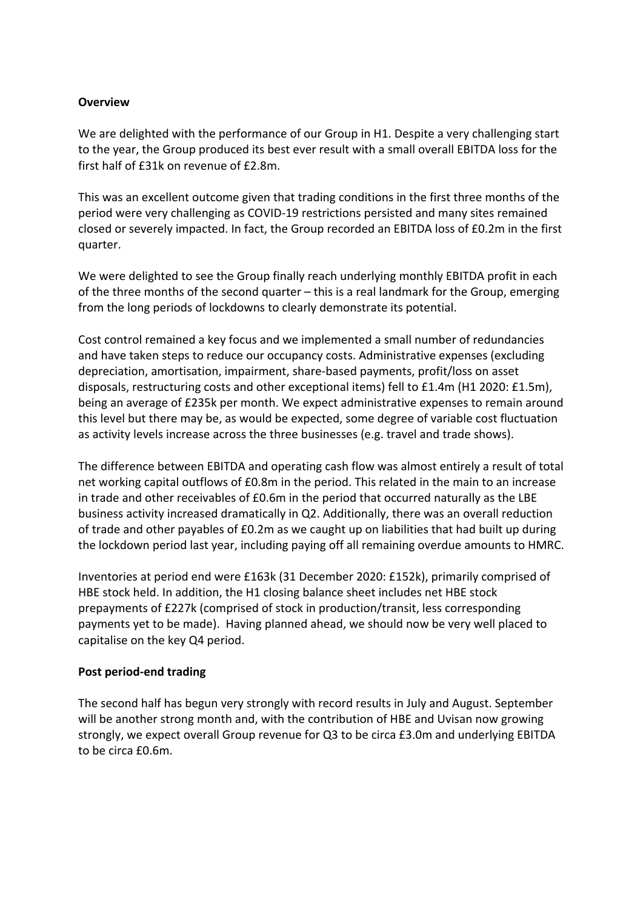**Overview**

We are delighted with the performance of our Group in H1. Despite a very challenging start to the year, the Group produced its best ever result with a small overall EBITDA loss for the first half of £31k on revenue of £2.8m.

This was an excellent outcome given that trading conditions in the first three months of the period were very challenging as COVID-19 restrictions persisted and many sites remained closed or severely impacted. In fact, the Group recorded an EBITDA loss of £0.2m in the first quarter.

We were delighted to see the Group finally reach underlying monthly EBITDA profit in each of the three months of the second quarter – this is a real landmark for the Group, emerging from the long periods of lockdowns to clearly demonstrate its potential.

Cost control remained a key focus and we implemented a small number of redundancies and have taken steps to reduce our occupancy costs. Administrative expenses (excluding depreciation, amortisation, impairment, share-based payments, profit/loss on asset disposals, restructuring costs and other exceptional items) fell to £1.4m (H1 2020: £1.5m), being an average of £235k per month. We expect administrative expenses to remain around this level but there may be, as would be expected, some degree of variable cost fluctuation as activity levels increase across the three businesses (e.g. travel and trade shows).

The difference between EBITDA and operating cash flow was almost entirely a result of total net working capital outflows of £0.8m in the period. This related in the main to an increase in trade and other receivables of £0.6m in the period that occurred naturally as the LBE business activity increased dramatically in Q2. Additionally, there was an overall reduction of trade and other payables of £0.2m as we caught up on liabilities that had built up during the lockdown period last year, including paying off all remaining overdue amounts to HMRC.

Inventories at period end were £163k (31 December 2020: £152k), primarily comprised of HBE stock held. In addition, the H1 closing balance sheet includes net HBE stock prepayments of £227k (comprised of stock in production/transit, less corresponding payments yet to be made). Having planned ahead, we should now be very well placed to capitalise on the key Q4 period.

**Post period-end trading**

The second half has begun very strongly with record results in July and August. September will be another strong month and, with the contribution of HBE and Uvisan now growing strongly, we expect overall Group revenue for Q3 to be circa £3.0m and underlying EBITDA to be circa £0.6m.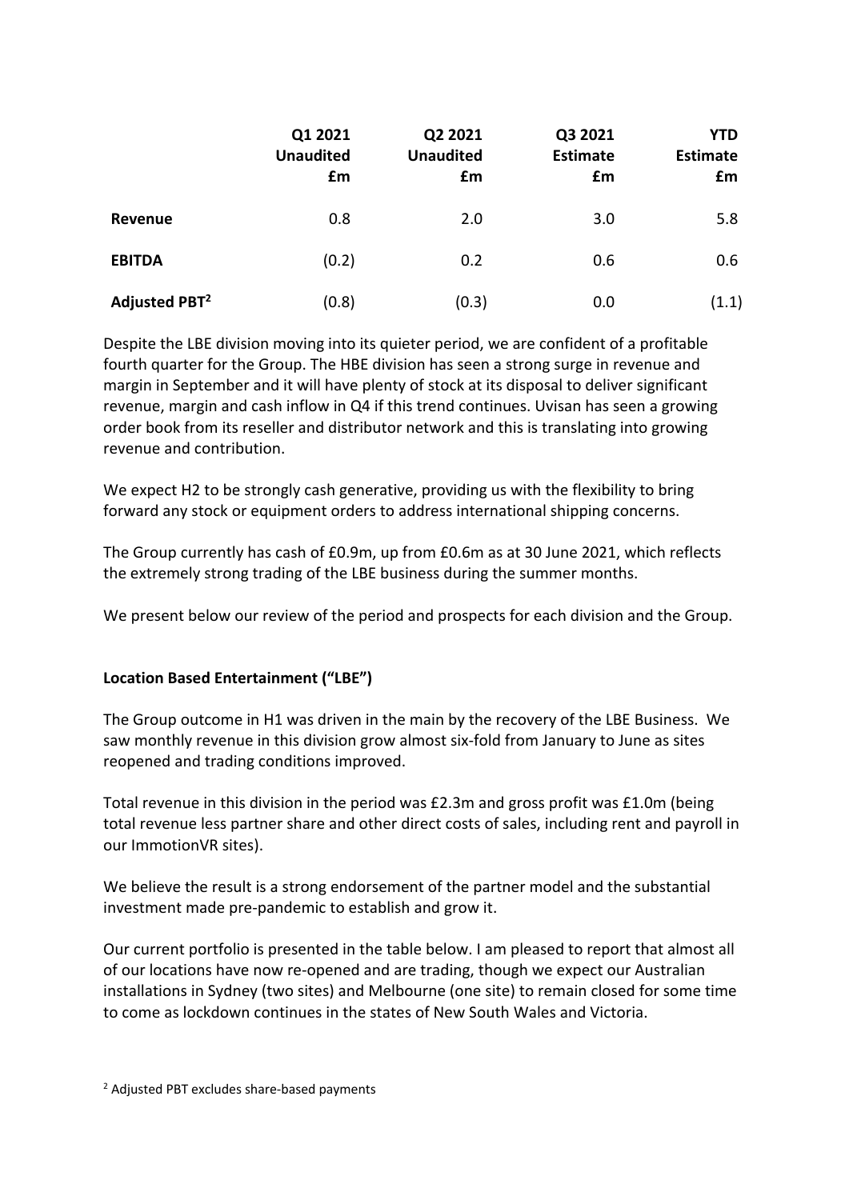| | Q1 2021 Unaudited £m | Q2 2021 Unaudited £m | Q3 2021 Estimate £m | YTD Estimate £m |
|---|---|---|---|---|
| **Revenue** | 0.8 | 2.0 | 3.0 | 5.8 |
| **EBITDA** | (0.2) | 0.2 | 0.6 | 0.6 |
| **Adjusted PBT[2]** | (0.8) | (0.3) | 0.0 | (1.1) |

Despite the LBE division moving into its quieter period, we are confident of a profitable fourth quarter for the Group. The HBE division has seen a strong surge in revenue and margin in September and it will have plenty of stock at its disposal to deliver significant revenue, margin and cash inflow in Q4 if this trend continues. Uvisan has seen a growing order book from its reseller and distributor network and this is translating into growing revenue and contribution.

We expect H2 to be strongly cash generative, providing us with the flexibility to bring forward any stock or equipment orders to address international shipping concerns.

The Group currently has cash of £0.9m, up from £0.6m as at 30 June 2021, which reflects the extremely strong trading of the LBE business during the summer months.

We present below our review of the period and prospects for each division and the Group.

**Location Based Entertainment ("LBE")**

The Group outcome in H1 was driven in the main by the recovery of the LBE Business. We saw monthly revenue in this division grow almost six-fold from January to June as sites reopened and trading conditions improved.

Total revenue in this division in the period was £2.3m and gross profit was £1.0m (being total revenue less partner share and other direct costs of sales, including rent and payroll in our ImmotionVR sites).

We believe the result is a strong endorsement of the partner model and the substantial investment made pre-pandemic to establish and grow it.

Our current portfolio is presented in the table below. I am pleased to report that almost all of our locations have now re-opened and are trading, though we expect our Australian installations in Sydney (two sites) and Melbourne (one site) to remain closed for some time to come as lockdown continues in the states of New South Wales and Victoria.

[2] Adjusted PBT excludes share-based payments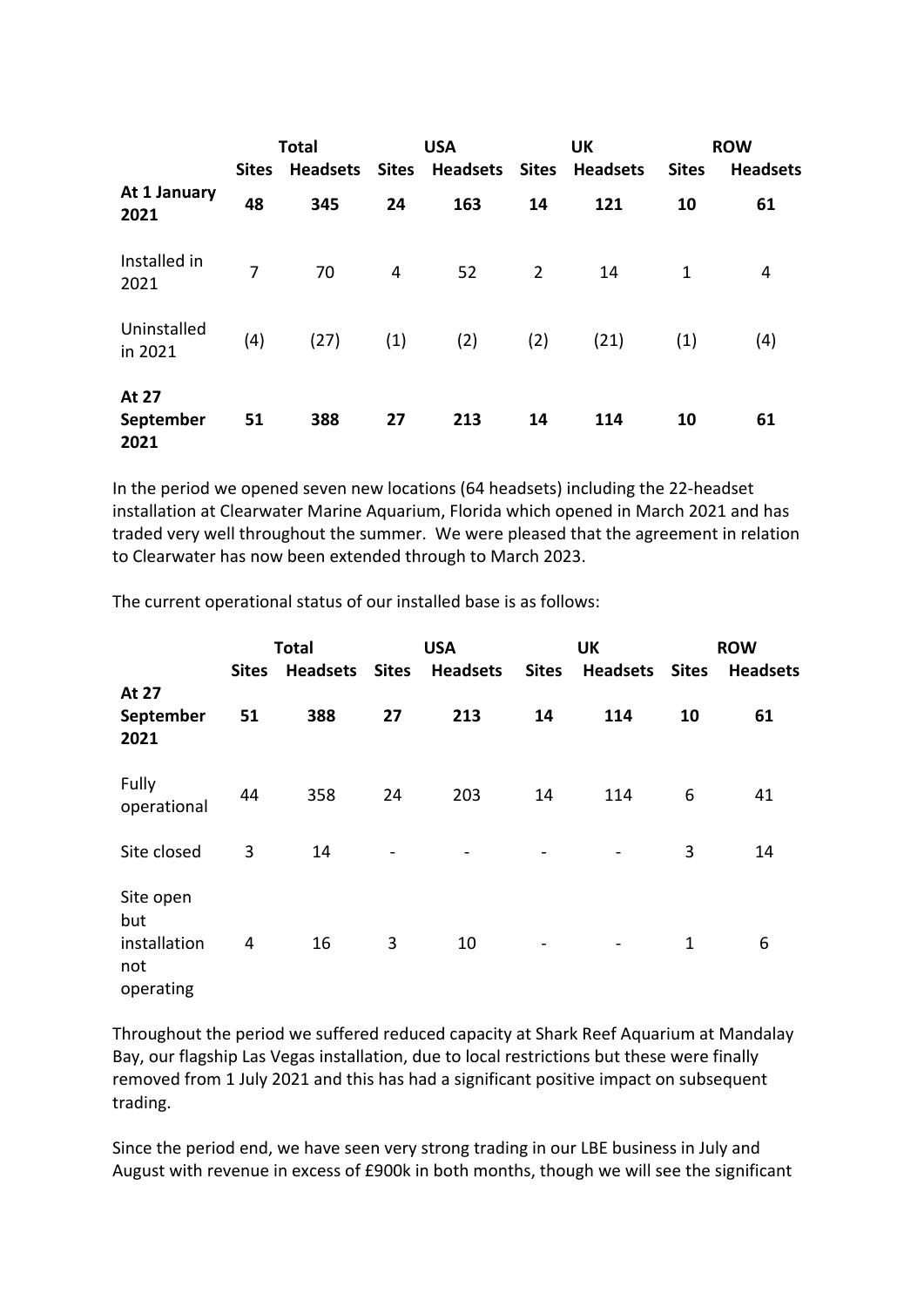| | Total | | USA | | UK | | ROW | |
|---|---|---|---|---|---|---|---|---|
| | **Sites** | **Headsets** | **Sites** | **Headsets** | **Sites** | **Headsets** | **Sites** | **Headsets** |
| **At 1 January 2021** | **48** | **345** | **24** | **163** | **14** | **121** | **10** | **61** |
| Installed in 2021 | 7 | 70 | 4 | 52 | 2 | 14 | 1 | 4 |
| Uninstalled in 2021 | (4) | (27) | (1) | (2) | (2) | (21) | (1) | (4) |
| **At 27 September 2021** | **51** | **388** | **27** | **213** | **14** | **114** | **10** | **61** |

In the period we opened seven new locations (64 headsets) including the 22-headset installation at Clearwater Marine Aquarium, Florida which opened in March 2021 and has traded very well throughout the summer. We were pleased that the agreement in relation to Clearwater has now been extended through to March 2023.

The current operational status of our installed base is as follows:

| | Total | | USA | | UK | | ROW | |
|---|---|---|---|---|---|---|---|---|
| | **Sites** | **Headsets** | **Sites** | **Headsets** | **Sites** | **Headsets** | **Sites** | **Headsets** |
| **At 27 September 2021** | **51** | **388** | **27** | **213** | **14** | **114** | **10** | **61** |
| Fully operational | 44 | 358 | 24 | 203 | 14 | 114 | 6 | 41 |
| Site closed | 3 | 14 | - | - | - | - | 3 | 14 |
| Site open but installation not operating | 4 | 16 | 3 | 10 | - | - | 1 | 6 |

Throughout the period we suffered reduced capacity at Shark Reef Aquarium at Mandalay Bay, our flagship Las Vegas installation, due to local restrictions but these were finally removed from 1 July 2021 and this has had a significant positive impact on subsequent trading.

Since the period end, we have seen very strong trading in our LBE business in July and August with revenue in excess of £900k in both months, though we will see the significant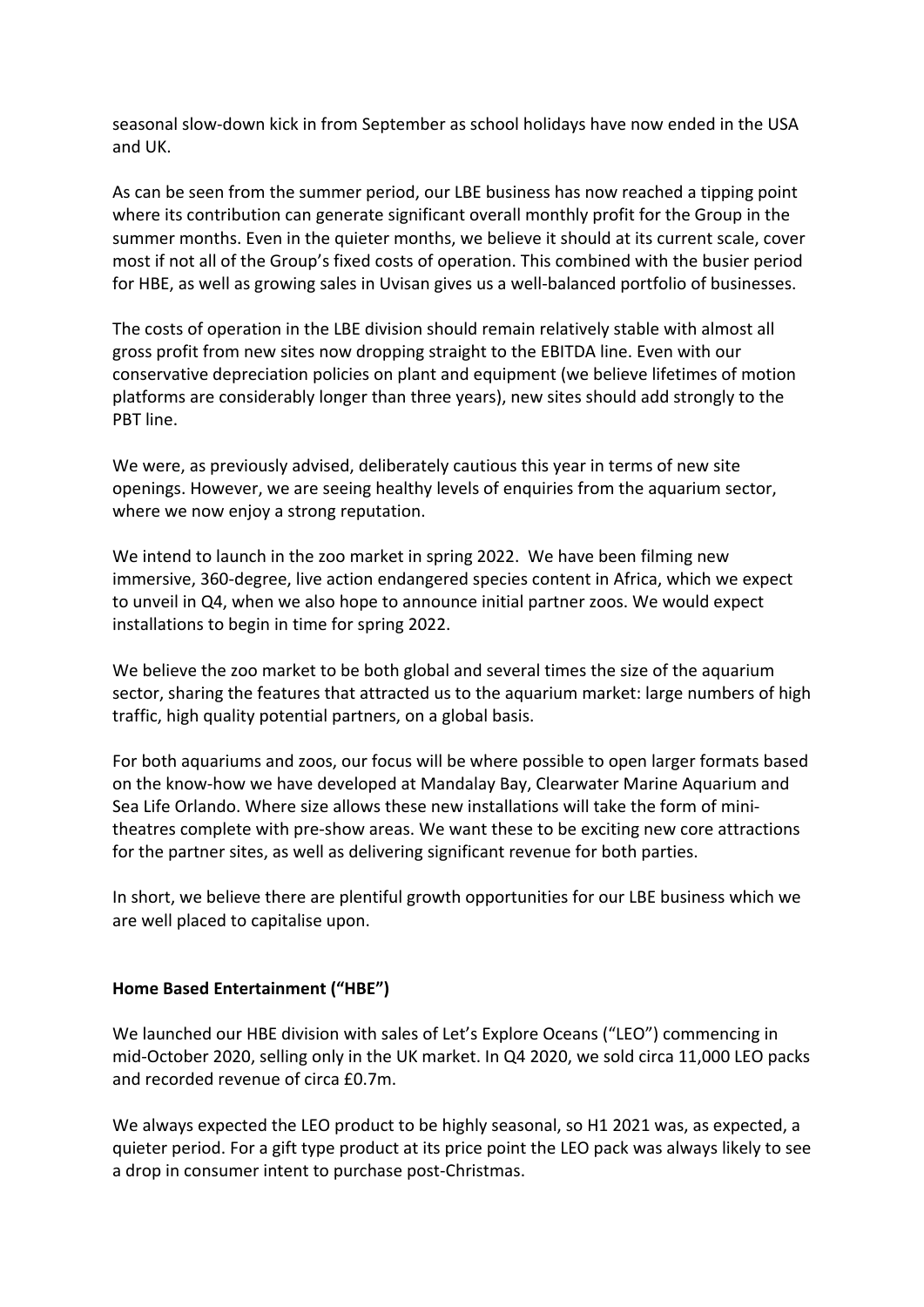seasonal slow-down kick in from September as school holidays have now ended in the USA and UK.

As can be seen from the summer period, our LBE business has now reached a tipping point where its contribution can generate significant overall monthly profit for the Group in the summer months. Even in the quieter months, we believe it should at its current scale, cover most if not all of the Group's fixed costs of operation. This combined with the busier period for HBE, as well as growing sales in Uvisan gives us a well-balanced portfolio of businesses.

The costs of operation in the LBE division should remain relatively stable with almost all gross profit from new sites now dropping straight to the EBITDA line. Even with our conservative depreciation policies on plant and equipment (we believe lifetimes of motion platforms are considerably longer than three years), new sites should add strongly to the PBT line.

We were, as previously advised, deliberately cautious this year in terms of new site openings. However, we are seeing healthy levels of enquiries from the aquarium sector, where we now enjoy a strong reputation.

We intend to launch in the zoo market in spring 2022. We have been filming new immersive, 360-degree, live action endangered species content in Africa, which we expect to unveil in Q4, when we also hope to announce initial partner zoos. We would expect installations to begin in time for spring 2022.

We believe the zoo market to be both global and several times the size of the aquarium sector, sharing the features that attracted us to the aquarium market: large numbers of high traffic, high quality potential partners, on a global basis.

For both aquariums and zoos, our focus will be where possible to open larger formats based on the know-how we have developed at Mandalay Bay, Clearwater Marine Aquarium and Sea Life Orlando. Where size allows these new installations will take the form of mini-theatres complete with pre-show areas. We want these to be exciting new core attractions for the partner sites, as well as delivering significant revenue for both parties.

In short, we believe there are plentiful growth opportunities for our LBE business which we are well placed to capitalise upon.

**Home Based Entertainment ("HBE")**

We launched our HBE division with sales of Let's Explore Oceans ("LEO") commencing in mid-October 2020, selling only in the UK market. In Q4 2020, we sold circa 11,000 LEO packs and recorded revenue of circa £0.7m.

We always expected the LEO product to be highly seasonal, so H1 2021 was, as expected, a quieter period. For a gift type product at its price point the LEO pack was always likely to see a drop in consumer intent to purchase post-Christmas.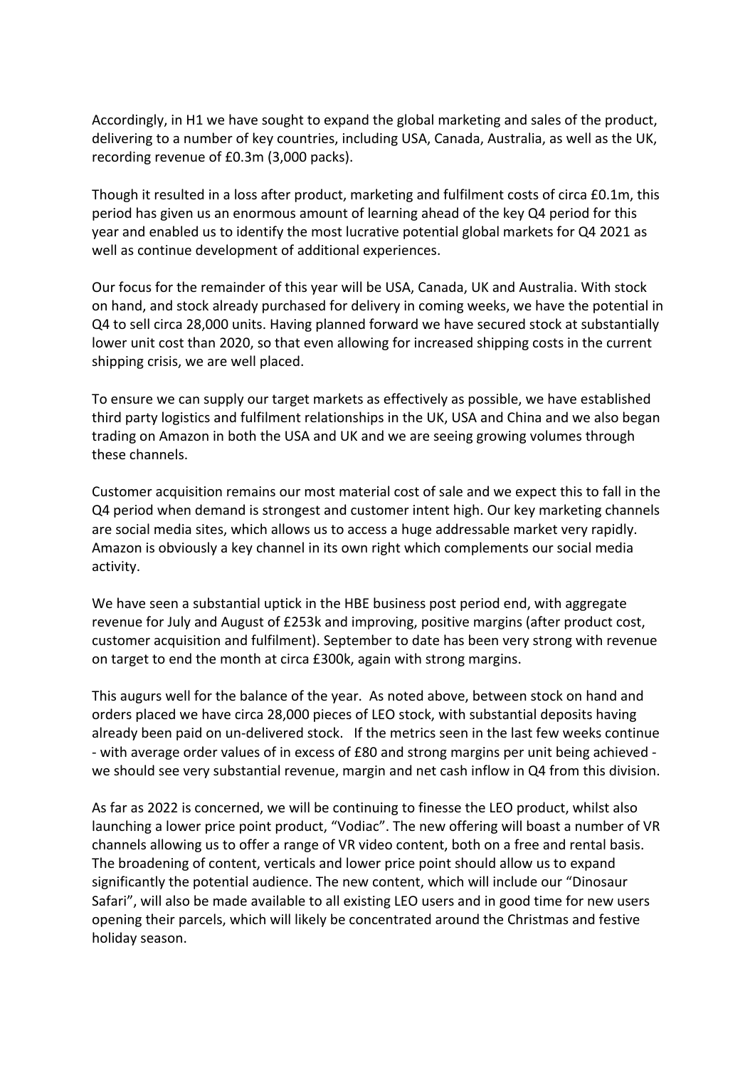Accordingly, in H1 we have sought to expand the global marketing and sales of the product, delivering to a number of key countries, including USA, Canada, Australia, as well as the UK, recording revenue of £0.3m (3,000 packs).

Though it resulted in a loss after product, marketing and fulfilment costs of circa £0.1m, this period has given us an enormous amount of learning ahead of the key Q4 period for this year and enabled us to identify the most lucrative potential global markets for Q4 2021 as well as continue development of additional experiences.

Our focus for the remainder of this year will be USA, Canada, UK and Australia. With stock on hand, and stock already purchased for delivery in coming weeks, we have the potential in Q4 to sell circa 28,000 units. Having planned forward we have secured stock at substantially lower unit cost than 2020, so that even allowing for increased shipping costs in the current shipping crisis, we are well placed.

To ensure we can supply our target markets as effectively as possible, we have established third party logistics and fulfilment relationships in the UK, USA and China and we also began trading on Amazon in both the USA and UK and we are seeing growing volumes through these channels.

Customer acquisition remains our most material cost of sale and we expect this to fall in the Q4 period when demand is strongest and customer intent high. Our key marketing channels are social media sites, which allows us to access a huge addressable market very rapidly. Amazon is obviously a key channel in its own right which complements our social media activity.

We have seen a substantial uptick in the HBE business post period end, with aggregate revenue for July and August of £253k and improving, positive margins (after product cost, customer acquisition and fulfilment). September to date has been very strong with revenue on target to end the month at circa £300k, again with strong margins.

This augurs well for the balance of the year. As noted above, between stock on hand and orders placed we have circa 28,000 pieces of LEO stock, with substantial deposits having already been paid on un-delivered stock. If the metrics seen in the last few weeks continue - with average order values of in excess of £80 and strong margins per unit being achieved - we should see very substantial revenue, margin and net cash inflow in Q4 from this division.

As far as 2022 is concerned, we will be continuing to finesse the LEO product, whilst also launching a lower price point product, "Vodiac". The new offering will boast a number of VR channels allowing us to offer a range of VR video content, both on a free and rental basis. The broadening of content, verticals and lower price point should allow us to expand significantly the potential audience. The new content, which will include our "Dinosaur Safari", will also be made available to all existing LEO users and in good time for new users opening their parcels, which will likely be concentrated around the Christmas and festive holiday season.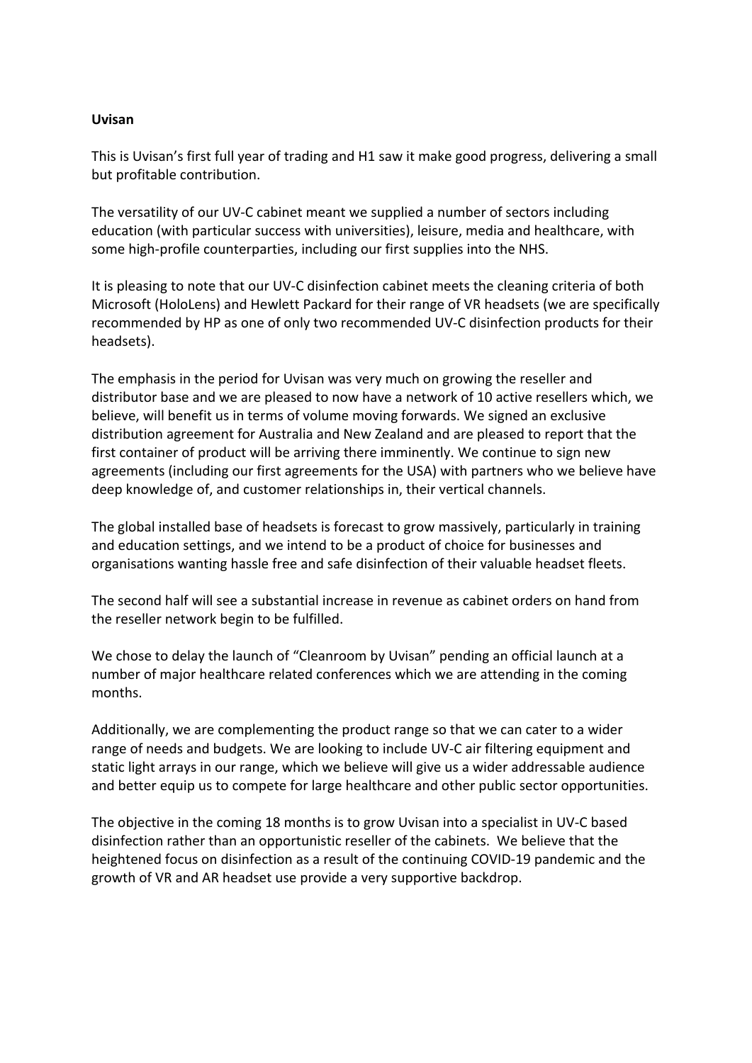**Uvisan**

This is Uvisan's first full year of trading and H1 saw it make good progress, delivering a small but profitable contribution.

The versatility of our UV-C cabinet meant we supplied a number of sectors including education (with particular success with universities), leisure, media and healthcare, with some high-profile counterparties, including our first supplies into the NHS.

It is pleasing to note that our UV-C disinfection cabinet meets the cleaning criteria of both Microsoft (HoloLens) and Hewlett Packard for their range of VR headsets (we are specifically recommended by HP as one of only two recommended UV-C disinfection products for their headsets).

The emphasis in the period for Uvisan was very much on growing the reseller and distributor base and we are pleased to now have a network of 10 active resellers which, we believe, will benefit us in terms of volume moving forwards. We signed an exclusive distribution agreement for Australia and New Zealand and are pleased to report that the first container of product will be arriving there imminently. We continue to sign new agreements (including our first agreements for the USA) with partners who we believe have deep knowledge of, and customer relationships in, their vertical channels.

The global installed base of headsets is forecast to grow massively, particularly in training and education settings, and we intend to be a product of choice for businesses and organisations wanting hassle free and safe disinfection of their valuable headset fleets.

The second half will see a substantial increase in revenue as cabinet orders on hand from the reseller network begin to be fulfilled.

We chose to delay the launch of "Cleanroom by Uvisan" pending an official launch at a number of major healthcare related conferences which we are attending in the coming months.

Additionally, we are complementing the product range so that we can cater to a wider range of needs and budgets. We are looking to include UV-C air filtering equipment and static light arrays in our range, which we believe will give us a wider addressable audience and better equip us to compete for large healthcare and other public sector opportunities.

The objective in the coming 18 months is to grow Uvisan into a specialist in UV-C based disinfection rather than an opportunistic reseller of the cabinets. We believe that the heightened focus on disinfection as a result of the continuing COVID-19 pandemic and the growth of VR and AR headset use provide a very supportive backdrop.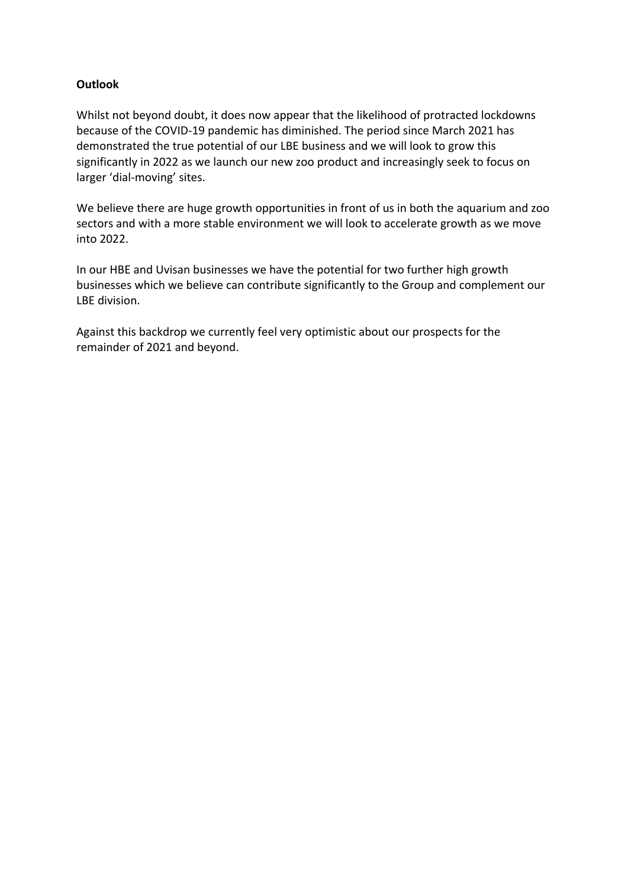**Outlook**

Whilst not beyond doubt, it does now appear that the likelihood of protracted lockdowns because of the COVID-19 pandemic has diminished. The period since March 2021 has demonstrated the true potential of our LBE business and we will look to grow this significantly in 2022 as we launch our new zoo product and increasingly seek to focus on larger 'dial-moving' sites.

We believe there are huge growth opportunities in front of us in both the aquarium and zoo sectors and with a more stable environment we will look to accelerate growth as we move into 2022.

In our HBE and Uvisan businesses we have the potential for two further high growth businesses which we believe can contribute significantly to the Group and complement our LBE division.

Against this backdrop we currently feel very optimistic about our prospects for the remainder of 2021 and beyond.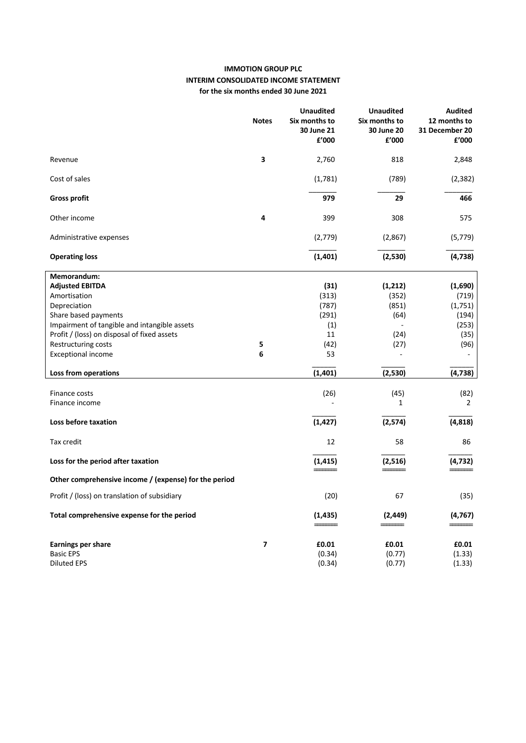**IMMOTION GROUP PLC**
**INTERIM CONSOLIDATED INCOME STATEMENT**
**for the six months ended 30 June 2021**

| | Notes | Unaudited Six months to 30 June 21 £'000 | Unaudited Six months to 30 June 20 £'000 | Audited 12 months to 31 December 20 £'000 |
|---|---|---|---|---|
| Revenue | 3 | 2,760 | 818 | 2,848 |
| Cost of sales | | (1,781) | (789) | (2,382) |
| **Gross profit** | | **979** | **29** | **466** |
| Other income | 4 | 399 | 308 | 575 |
| Administrative expenses | | (2,779) | (2,867) | (5,779) |
| **Operating loss** | | **(1,401)** | **(2,530)** | **(4,738)** |
| **Memorandum:** | | | | |
| **Adjusted EBITDA** | | **(31)** | **(1,212)** | **(1,690)** |
| Amortisation | | (313) | (352) | (719) |
| Depreciation | | (787) | (851) | (1,751) |
| Share based payments | | (291) | (64) | (194) |
| Impairment of tangible and intangible assets | | (1) | - | (253) |
| Profit / (loss) on disposal of fixed assets | | 11 | (24) | (35) |
| Restructuring costs | 5 | (42) | (27) | (96) |
| Exceptional income | 6 | 53 | - | - |
| **Loss from operations** | | **(1,401)** | **(2,530)** | **(4,738)** |
| Finance costs | | (26) | (45) | (82) |
| Finance income | | - | 1 | 2 |
| **Loss before taxation** | | **(1,427)** | **(2,574)** | **(4,818)** |
| Tax credit | | 12 | 58 | 86 |
| **Loss for the period after taxation** | | **(1,415)** | **(2,516)** | **(4,732)** |
| **Other comprehensive income / (expense) for the period** | | | | |
| Profit / (loss) on translation of subsidiary | | (20) | 67 | (35) |
| **Total comprehensive expense for the period** | | **(1,435)** | **(2,449)** | **(4,767)** |
| **Earnings per share** | 7 | **£0.01** | **£0.01** | **£0.01** |
| Basic EPS | | (0.34) | (0.77) | (1.33) |
| Diluted EPS | | (0.34) | (0.77) | (1.33) |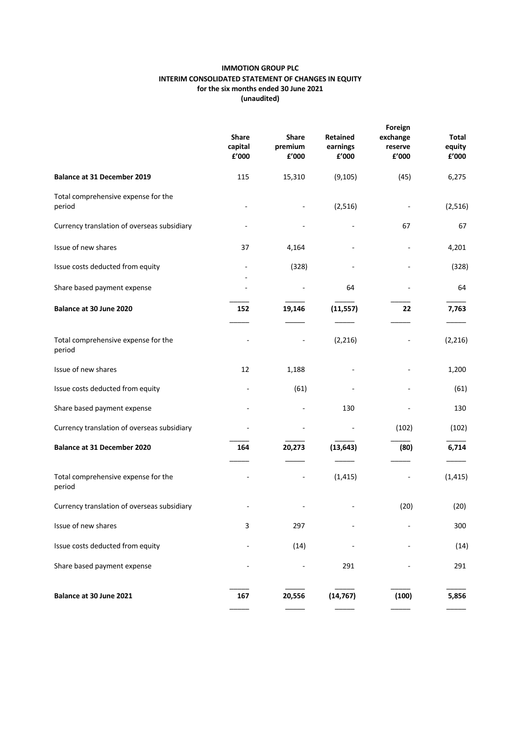**IMMOTION GROUP PLC**
**INTERIM CONSOLIDATED STATEMENT OF CHANGES IN EQUITY**
**for the six months ended 30 June 2021**
**(unaudited)**

| | Share capital £'000 | Share premium £'000 | Retained earnings £'000 | Foreign exchange reserve £'000 | Total equity £'000 |
|---|---|---|---|---|---|
| **Balance at 31 December 2019** | 115 | 15,310 | (9,105) | (45) | 6,275 |
| Total comprehensive expense for the period | - | - | (2,516) | - | (2,516) |
| Currency translation of overseas subsidiary | - | - | - | 67 | 67 |
| Issue of new shares | 37 | 4,164 | - | - | 4,201 |
| Issue costs deducted from equity | - | (328) | - | - | (328) |
| Share based payment expense | - | - | 64 | - | 64 |
| **Balance at 30 June 2020** | **152** | **19,146** | **(11,557)** | **22** | **7,763** |
| Total comprehensive expense for the period | - | - | (2,216) | - | (2,216) |
| Issue of new shares | 12 | 1,188 | - | - | 1,200 |
| Issue costs deducted from equity | - | (61) | - | - | (61) |
| Share based payment expense | - | - | 130 | - | 130 |
| Currency translation of overseas subsidiary | - | - | - | (102) | (102) |
| **Balance at 31 December 2020** | **164** | **20,273** | **(13,643)** | **(80)** | **6,714** |
| Total comprehensive expense for the period | - | - | (1,415) | - | (1,415) |
| Currency translation of overseas subsidiary | - | - | - | (20) | (20) |
| Issue of new shares | 3 | 297 | - | - | 300 |
| Issue costs deducted from equity | - | (14) | - | - | (14) |
| Share based payment expense | - | - | 291 | - | 291 |
| **Balance at 30 June 2021** | **167** | **20,556** | **(14,767)** | **(100)** | **5,856** |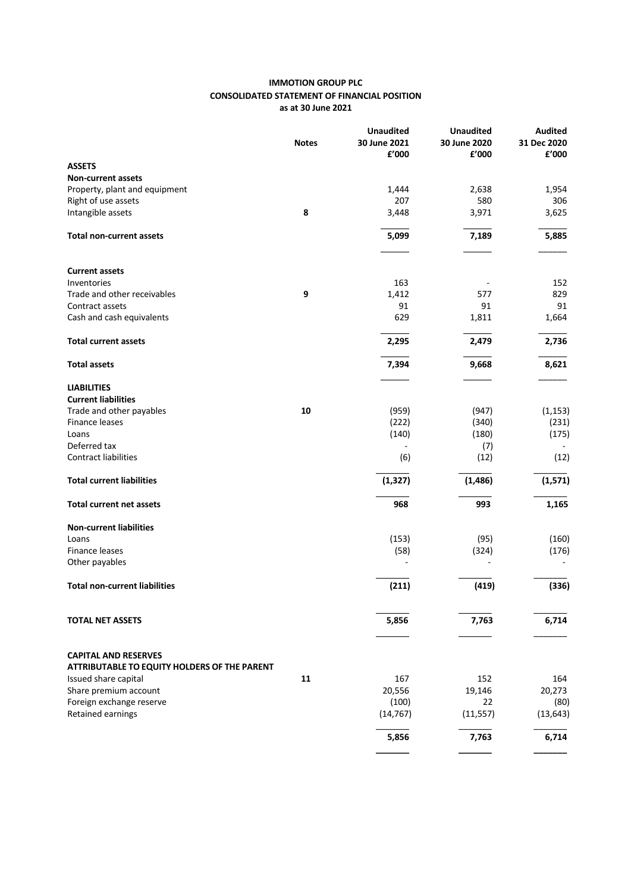**IMMOTION GROUP PLC**
**CONSOLIDATED STATEMENT OF FINANCIAL POSITION**
**as at 30 June 2021**

| | Notes | Unaudited 30 June 2021 £'000 | Unaudited 30 June 2020 £'000 | Audited 31 Dec 2020 £'000 |
|---|---|---|---|---|
| **ASSETS** | | | | |
| **Non-current assets** | | | | |
| Property, plant and equipment | | 1,444 | 2,638 | 1,954 |
| Right of use assets | | 207 | 580 | 306 |
| Intangible assets | 8 | 3,448 | 3,971 | 3,625 |
| **Total non-current assets** | | **5,099** | **7,189** | **5,885** |
| **Current assets** | | | | |
| Inventories | | 163 | - | 152 |
| Trade and other receivables | 9 | 1,412 | 577 | 829 |
| Contract assets | | 91 | 91 | 91 |
| Cash and cash equivalents | | 629 | 1,811 | 1,664 |
| **Total current assets** | | **2,295** | **2,479** | **2,736** |
| **Total assets** | | **7,394** | **9,668** | **8,621** |
| **LIABILITIES** | | | | |
| **Current liabilities** | | | | |
| Trade and other payables | 10 | (959) | (947) | (1,153) |
| Finance leases | | (222) | (340) | (231) |
| Loans | | (140) | (180) | (175) |
| Deferred tax | | - | (7) | - |
| Contract liabilities | | (6) | (12) | (12) |
| **Total current liabilities** | | **(1,327)** | **(1,486)** | **(1,571)** |
| **Total current net assets** | | **968** | **993** | **1,165** |
| **Non-current liabilities** | | | | |
| Loans | | (153) | (95) | (160) |
| Finance leases | | (58) | (324) | (176) |
| Other payables | | - | - | - |
| **Total non-current liabilities** | | **(211)** | **(419)** | **(336)** |
| **TOTAL NET ASSETS** | | **5,856** | **7,763** | **6,714** |
| **CAPITAL AND RESERVES** | | | | |
| **ATTRIBUTABLE TO EQUITY HOLDERS OF THE PARENT** | | | | |
| Issued share capital | 11 | 167 | 152 | 164 |
| Share premium account | | 20,556 | 19,146 | 20,273 |
| Foreign exchange reserve | | (100) | 22 | (80) |
| Retained earnings | | (14,767) | (11,557) | (13,643) |
| | | **5,856** | **7,763** | **6,714** |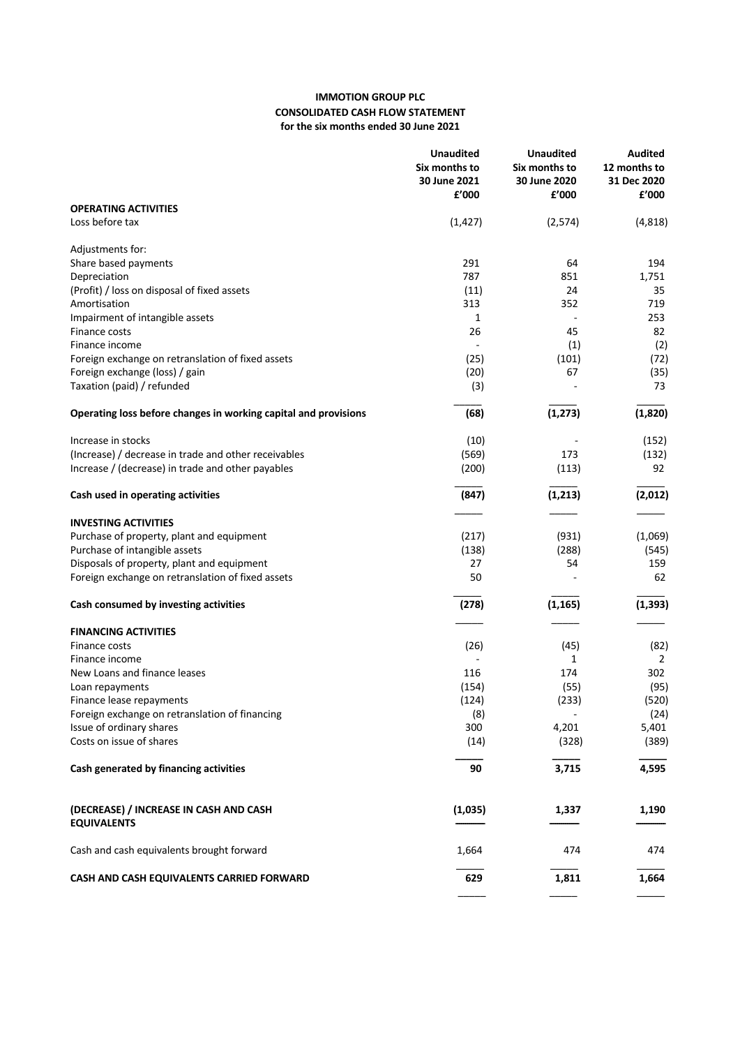**IMMOTION GROUP PLC**
**CONSOLIDATED CASH FLOW STATEMENT**
**for the six months ended 30 June 2021**

| | Unaudited Six months to 30 June 2021 £'000 | Unaudited Six months to 30 June 2020 £'000 | Audited 12 months to 31 Dec 2020 £'000 |
|---|---|---|---|
| **OPERATING ACTIVITIES** | | | |
| Loss before tax | (1,427) | (2,574) | (4,818) |
| | | | |
| Adjustments for: | | | |
| Share based payments | 291 | 64 | 194 |
| Depreciation | 787 | 851 | 1,751 |
| (Profit) / loss on disposal of fixed assets | (11) | 24 | 35 |
| Amortisation | 313 | 352 | 719 |
| Impairment of intangible assets | 1 | - | 253 |
| Finance costs | 26 | 45 | 82 |
| Finance income | - | (1) | (2) |
| Foreign exchange on retranslation of fixed assets | (25) | (101) | (72) |
| Foreign exchange (loss) / gain | (20) | 67 | (35) |
| Taxation (paid) / refunded | (3) | - | 73 |
| **Operating loss before changes in working capital and provisions** | **(68)** | **(1,273)** | **(1,820)** |
| | | | |
| Increase in stocks | (10) | - | (152) |
| (Increase) / decrease in trade and other receivables | (569) | 173 | (132) |
| Increase / (decrease) in trade and other payables | (200) | (113) | 92 |
| **Cash used in operating activities** | **(847)** | **(1,213)** | **(2,012)** |
| | | | |
| **INVESTING ACTIVITIES** | | | |
| Purchase of property, plant and equipment | (217) | (931) | (1,069) |
| Purchase of intangible assets | (138) | (288) | (545) |
| Disposals of property, plant and equipment | 27 | 54 | 159 |
| Foreign exchange on retranslation of fixed assets | 50 | - | 62 |
| **Cash consumed by investing activities** | **(278)** | **(1,165)** | **(1,393)** |
| | | | |
| **FINANCING ACTIVITIES** | | | |
| Finance costs | (26) | (45) | (82) |
| Finance income | - | 1 | 2 |
| New Loans and finance leases | 116 | 174 | 302 |
| Loan repayments | (154) | (55) | (95) |
| Finance lease repayments | (124) | (233) | (520) |
| Foreign exchange on retranslation of financing | (8) | - | (24) |
| Issue of ordinary shares | 300 | 4,201 | 5,401 |
| Costs on issue of shares | (14) | (328) | (389) |
| **Cash generated by financing activities** | **90** | **3,715** | **4,595** |
| | | | |
| **(DECREASE) / INCREASE IN CASH AND CASH EQUIVALENTS** | **(1,035)** | **1,337** | **1,190** |
| | | | |
| Cash and cash equivalents brought forward | 1,664 | 474 | 474 |
| **CASH AND CASH EQUIVALENTS CARRIED FORWARD** | **629** | **1,811** | **1,664** |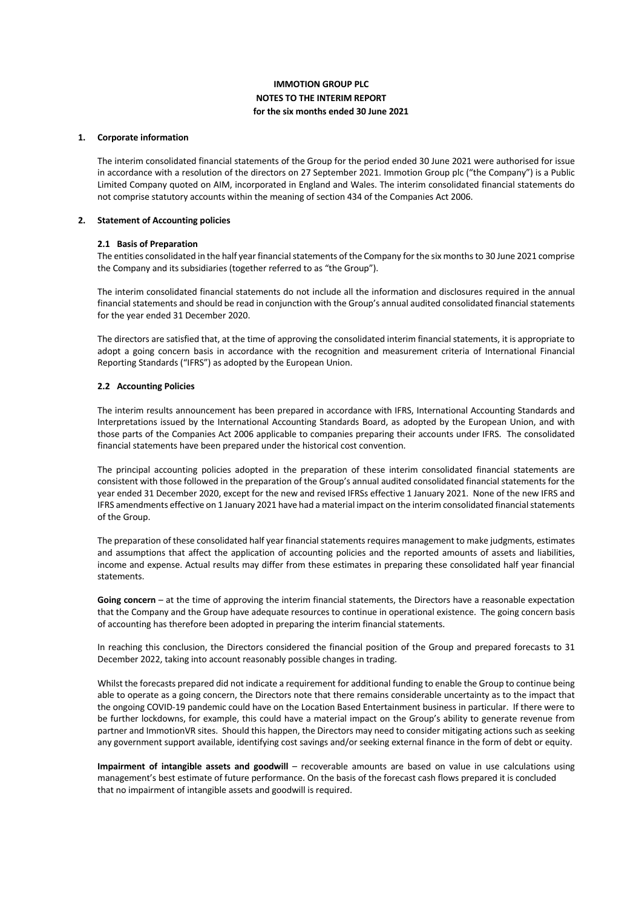# IMMOTION GROUP PLC
## NOTES TO THE INTERIM REPORT
### for the six months ended 30 June 2021

**1. Corporate information**

The interim consolidated financial statements of the Group for the period ended 30 June 2021 were authorised for issue in accordance with a resolution of the directors on 27 September 2021. Immotion Group plc ("the Company") is a Public Limited Company quoted on AIM, incorporated in England and Wales. The interim consolidated financial statements do not comprise statutory accounts within the meaning of section 434 of the Companies Act 2006.

**2. Statement of Accounting policies**

**2.1 Basis of Preparation**

The entities consolidated in the half year financial statements of the Company for the six months to 30 June 2021 comprise the Company and its subsidiaries (together referred to as "the Group").

The interim consolidated financial statements do not include all the information and disclosures required in the annual financial statements and should be read in conjunction with the Group's annual audited consolidated financial statements for the year ended 31 December 2020.

The directors are satisfied that, at the time of approving the consolidated interim financial statements, it is appropriate to adopt a going concern basis in accordance with the recognition and measurement criteria of International Financial Reporting Standards ("IFRS") as adopted by the European Union.

**2.2 Accounting Policies**

The interim results announcement has been prepared in accordance with IFRS, International Accounting Standards and Interpretations issued by the International Accounting Standards Board, as adopted by the European Union, and with those parts of the Companies Act 2006 applicable to companies preparing their accounts under IFRS. The consolidated financial statements have been prepared under the historical cost convention.

The principal accounting policies adopted in the preparation of these interim consolidated financial statements are consistent with those followed in the preparation of the Group's annual audited consolidated financial statements for the year ended 31 December 2020, except for the new and revised IFRSs effective 1 January 2021. None of the new IFRS and IFRS amendments effective on 1 January 2021 have had a material impact on the interim consolidated financial statements of the Group.

The preparation of these consolidated half year financial statements requires management to make judgments, estimates and assumptions that affect the application of accounting policies and the reported amounts of assets and liabilities, income and expense. Actual results may differ from these estimates in preparing these consolidated half year financial statements.

**Going concern** – at the time of approving the interim financial statements, the Directors have a reasonable expectation that the Company and the Group have adequate resources to continue in operational existence. The going concern basis of accounting has therefore been adopted in preparing the interim financial statements.

In reaching this conclusion, the Directors considered the financial position of the Group and prepared forecasts to 31 December 2022, taking into account reasonably possible changes in trading.

Whilst the forecasts prepared did not indicate a requirement for additional funding to enable the Group to continue being able to operate as a going concern, the Directors note that there remains considerable uncertainty as to the impact that the ongoing COVID-19 pandemic could have on the Location Based Entertainment business in particular. If there were to be further lockdowns, for example, this could have a material impact on the Group's ability to generate revenue from partner and ImmotionVR sites. Should this happen, the Directors may need to consider mitigating actions such as seeking any government support available, identifying cost savings and/or seeking external finance in the form of debt or equity.

**Impairment of intangible assets and goodwill** – recoverable amounts are based on value in use calculations using management's best estimate of future performance. On the basis of the forecast cash flows prepared it is concluded that no impairment of intangible assets and goodwill is required.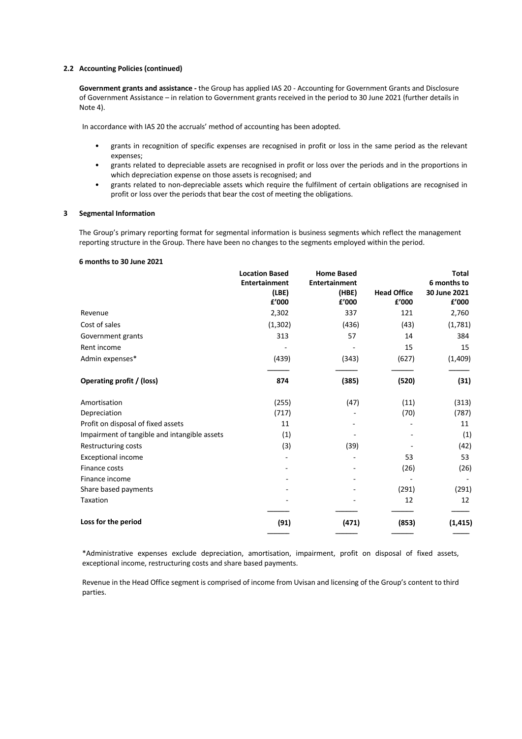### 2.2 Accounting Policies (continued)

**Government grants and assistance -** the Group has applied IAS 20 - Accounting for Government Grants and Disclosure of Government Assistance – in relation to Government grants received in the period to 30 June 2021 (further details in Note 4).

In accordance with IAS 20 the accruals' method of accounting has been adopted.

- grants in recognition of specific expenses are recognised in profit or loss in the same period as the relevant expenses;
- grants related to depreciable assets are recognised in profit or loss over the periods and in the proportions in which depreciation expense on those assets is recognised; and
- grants related to non-depreciable assets which require the fulfilment of certain obligations are recognised in profit or loss over the periods that bear the cost of meeting the obligations.

## 3 Segmental Information

The Group's primary reporting format for segmental information is business segments which reflect the management reporting structure in the Group. There have been no changes to the segments employed within the period.

**6 months to 30 June 2021**

| | Location Based Entertainment (LBE) £'000 | Home Based Entertainment (HBE) £'000 | Head Office £'000 | Total 6 months to 30 June 2021 £'000 |
|---|---|---|---|---|
| Revenue | 2,302 | 337 | 121 | 2,760 |
| Cost of sales | (1,302) | (436) | (43) | (1,781) |
| Government grants | 313 | 57 | 14 | 384 |
| Rent income | - | - | 15 | 15 |
| Admin expenses* | (439) | (343) | (627) | (1,409) |
| **Operating profit / (loss)** | **874** | **(385)** | **(520)** | **(31)** |
| Amortisation | (255) | (47) | (11) | (313) |
| Depreciation | (717) | - | (70) | (787) |
| Profit on disposal of fixed assets | 11 | - | - | 11 |
| Impairment of tangible and intangible assets | (1) | - | - | (1) |
| Restructuring costs | (3) | (39) | - | (42) |
| Exceptional income | - | - | 53 | 53 |
| Finance costs | - | - | (26) | (26) |
| Finance income | - | - | - | - |
| Share based payments | - | - | (291) | (291) |
| Taxation | - | - | 12 | 12 |
| **Loss for the period** | **(91)** | **(471)** | **(853)** | **(1,415)** |

*Administrative expenses exclude depreciation, amortisation, impairment, profit on disposal of fixed assets, exceptional income, restructuring costs and share based payments.

Revenue in the Head Office segment is comprised of income from Uvisan and licensing of the Group's content to third parties.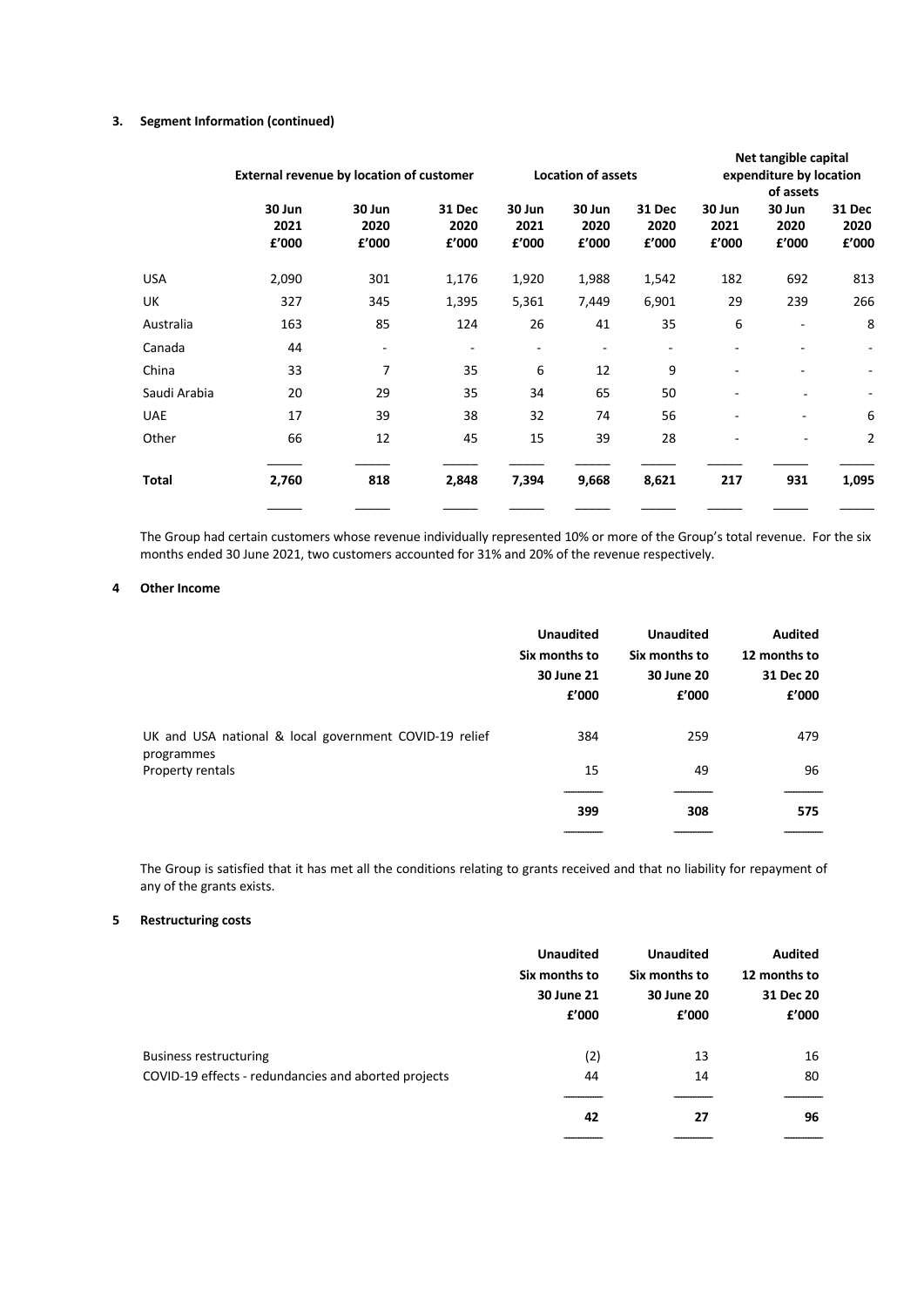### 3. Segment Information (continued)

| | External revenue by location of customer | | | Location of assets | | | Net tangible capital expenditure by location of assets | | |
|---|---|---|---|---|---|---|---|---|---|
| | 30 Jun 2021 £'000 | 30 Jun 2020 £'000 | 31 Dec 2020 £'000 | 30 Jun 2021 £'000 | 30 Jun 2020 £'000 | 31 Dec 2020 £'000 | 30 Jun 2021 £'000 | 30 Jun 2020 £'000 | 31 Dec 2020 £'000 |
| USA | 2,090 | 301 | 1,176 | 1,920 | 1,988 | 1,542 | 182 | 692 | 813 |
| UK | 327 | 345 | 1,395 | 5,361 | 7,449 | 6,901 | 29 | 239 | 266 |
| Australia | 163 | 85 | 124 | 26 | 41 | 35 | 6 | - | 8 |
| Canada | 44 | - | - | - | - | - | - | - | - |
| China | 33 | 7 | 35 | 6 | 12 | 9 | - | - | - |
| Saudi Arabia | 20 | 29 | 35 | 34 | 65 | 50 | - | - | - |
| UAE | 17 | 39 | 38 | 32 | 74 | 56 | - | - | 6 |
| Other | 66 | 12 | 45 | 15 | 39 | 28 | - | - | 2 |
| **Total** | **2,760** | **818** | **2,848** | **7,394** | **9,668** | **8,621** | **217** | **931** | **1,095** |

The Group had certain customers whose revenue individually represented 10% or more of the Group's total revenue. For the six months ended 30 June 2021, two customers accounted for 31% and 20% of the revenue respectively.

### 4 Other Income

| | Unaudited Six months to 30 June 21 £'000 | Unaudited Six months to 30 June 20 £'000 | Audited 12 months to 31 Dec 20 £'000 |
|---|---|---|---|
| UK and USA national & local government COVID-19 relief programmes | 384 | 259 | 479 |
| Property rentals | 15 | 49 | 96 |
| | **399** | **308** | **575** |

The Group is satisfied that it has met all the conditions relating to grants received and that no liability for repayment of any of the grants exists.

### 5 Restructuring costs

| | Unaudited Six months to 30 June 21 £'000 | Unaudited Six months to 30 June 20 £'000 | Audited 12 months to 31 Dec 20 £'000 |
|---|---|---|---|
| Business restructuring | (2) | 13 | 16 |
| COVID-19 effects - redundancies and aborted projects | 44 | 14 | 80 |
| | **42** | **27** | **96** |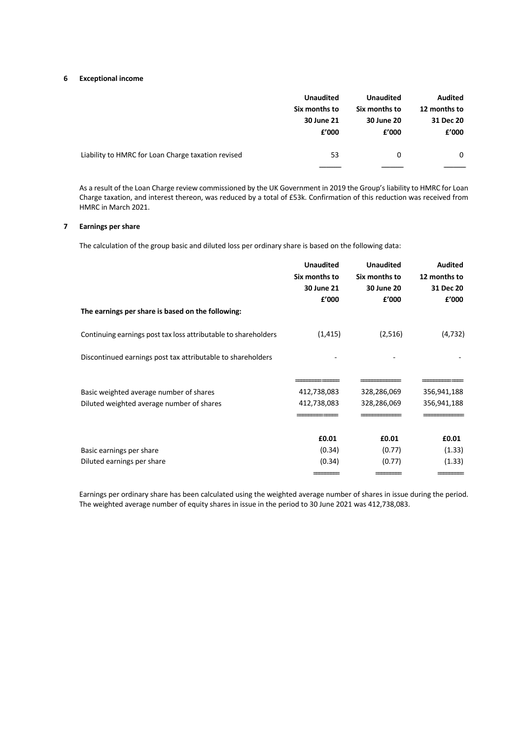## 6 Exceptional income

| | Unaudited Six months to 30 June 21 £'000 | Unaudited Six months to 30 June 20 £'000 | Audited 12 months to 31 Dec 20 £'000 |
|---|---|---|---|
| Liability to HMRC for Loan Charge taxation revised | 53 | 0 | 0 |

As a result of the Loan Charge review commissioned by the UK Government in 2019 the Group's liability to HMRC for Loan Charge taxation, and interest thereon, was reduced by a total of £53k. Confirmation of this reduction was received from HMRC in March 2021.

## 7 Earnings per share

The calculation of the group basic and diluted loss per ordinary share is based on the following data:

| | Unaudited Six months to 30 June 21 £'000 | Unaudited Six months to 30 June 20 £'000 | Audited 12 months to 31 Dec 20 £'000 |
|---|---|---|---|
| **The earnings per share is based on the following:** | | | |
| Continuing earnings post tax loss attributable to shareholders | (1,415) | (2,516) | (4,732) |
| Discontinued earnings post tax attributable to shareholders | - | - | - |
| Basic weighted average number of shares | 412,738,083 | 328,286,069 | 356,941,188 |
| Diluted weighted average number of shares | 412,738,083 | 328,286,069 | 356,941,188 |
| | **£0.01** | **£0.01** | **£0.01** |
| Basic earnings per share | (0.34) | (0.77) | (1.33) |
| Diluted earnings per share | (0.34) | (0.77) | (1.33) |

Earnings per ordinary share has been calculated using the weighted average number of shares in issue during the period. The weighted average number of equity shares in issue in the period to 30 June 2021 was 412,738,083.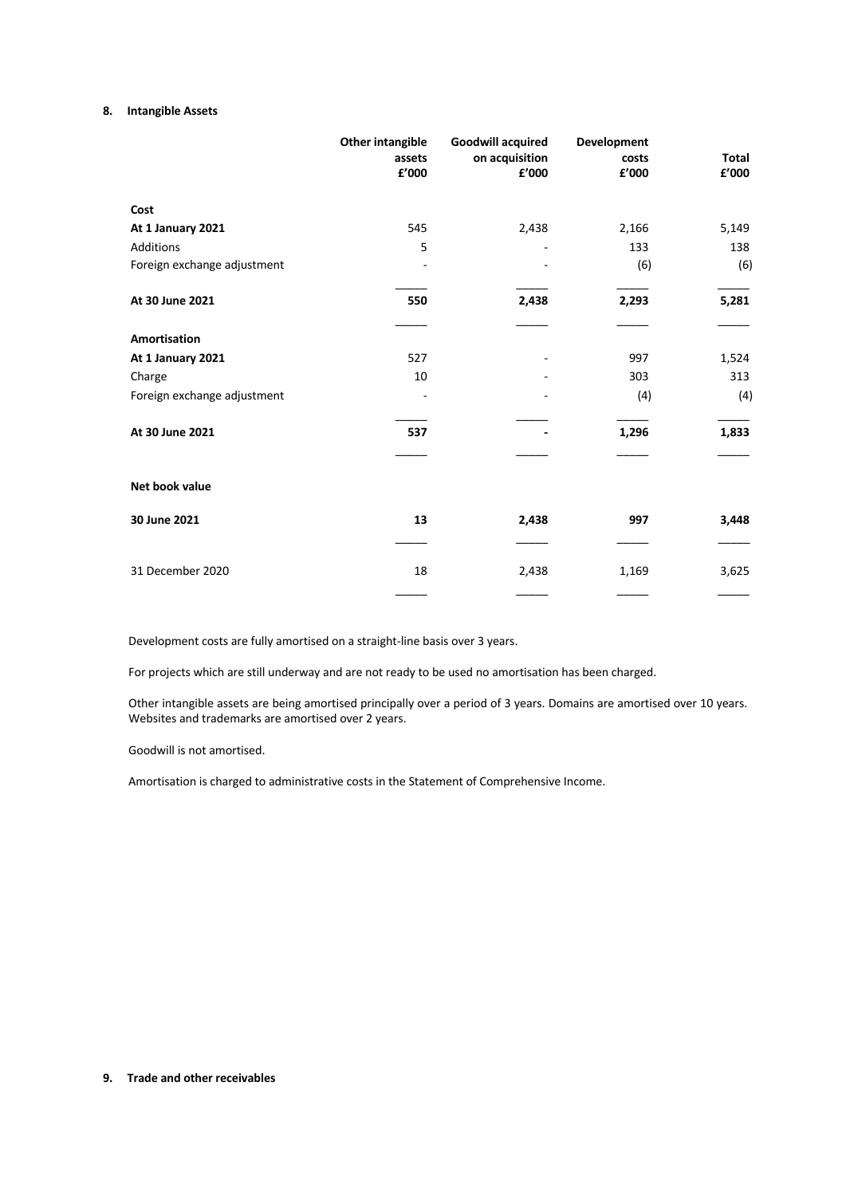## 8. Intangible Assets

| | Other intangible assets £'000 | Goodwill acquired on acquisition £'000 | Development costs £'000 | Total £'000 |
|---|---|---|---|---|
| **Cost** | | | | |
| **At 1 January 2021** | 545 | 2,438 | 2,166 | 5,149 |
| Additions | 5 | - | 133 | 138 |
| Foreign exchange adjustment | - | - | (6) | (6) |
| **At 30 June 2021** | **550** | **2,438** | **2,293** | **5,281** |
| **Amortisation** | | | | |
| **At 1 January 2021** | 527 | - | 997 | 1,524 |
| Charge | 10 | - | 303 | 313 |
| Foreign exchange adjustment | - | - | (4) | (4) |
| **At 30 June 2021** | **537** | **-** | **1,296** | **1,833** |
| **Net book value** | | | | |
| **30 June 2021** | **13** | **2,438** | **997** | **3,448** |
| 31 December 2020 | 18 | 2,438 | 1,169 | 3,625 |

Development costs are fully amortised on a straight-line basis over 3 years.

For projects which are still underway and are not ready to be used no amortisation has been charged.

Other intangible assets are being amortised principally over a period of 3 years. Domains are amortised over 10 years. Websites and trademarks are amortised over 2 years.

Goodwill is not amortised.

Amortisation is charged to administrative costs in the Statement of Comprehensive Income.

## 9. Trade and other receivables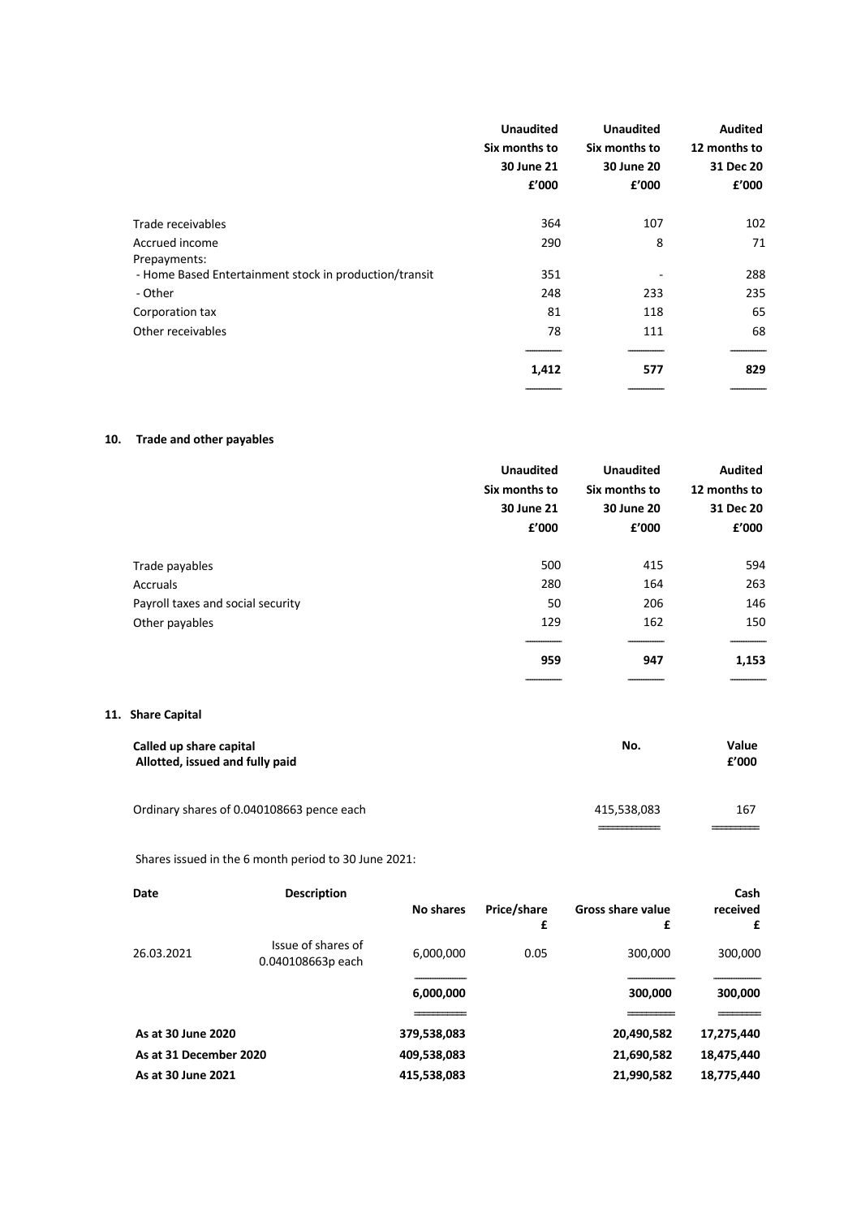| | Unaudited Six months to 30 June 21 £'000 | Unaudited Six months to 30 June 20 £'000 | Audited 12 months to 31 Dec 20 £'000 |
|---|---|---|---|
| Trade receivables | 364 | 107 | 102 |
| Accrued income | 290 | 8 | 71 |
| Prepayments: | | | |
| - Home Based Entertainment stock in production/transit | 351 | - | 288 |
| - Other | 248 | 233 | 235 |
| Corporation tax | 81 | 118 | 65 |
| Other receivables | 78 | 111 | 68 |
| | **1,412** | **577** | **829** |

## 10. Trade and other payables

| | Unaudited Six months to 30 June 21 £'000 | Unaudited Six months to 30 June 20 £'000 | Audited 12 months to 31 Dec 20 £'000 |
|---|---|---|---|
| Trade payables | 500 | 415 | 594 |
| Accruals | 280 | 164 | 263 |
| Payroll taxes and social security | 50 | 206 | 146 |
| Other payables | 129 | 162 | 150 |
| | **959** | **947** | **1,153** |

## 11. Share Capital

| **Called up share capital** **Allotted, issued and fully paid** | **No.** | **Value £'000** |
|---|---|---|
| Ordinary shares of 0.040108663 pence each | 415,538,083 | 167 |

Shares issued in the 6 month period to 30 June 2021:

| Date | Description | No shares | Price/share £ | Gross share value £ | Cash received £ |
|---|---|---|---|---|---|
| 26.03.2021 | Issue of shares of 0.040108663p each | 6,000,000 | 0.05 | 300,000 | 300,000 |
| | | **6,000,000** | | **300,000** | **300,000** |
| **As at 30 June 2020** | | **379,538,083** | | **20,490,582** | **17,275,440** |
| **As at 31 December 2020** | | **409,538,083** | | **21,690,582** | **18,475,440** |
| **As at 30 June 2021** | | **415,538,083** | | **21,990,582** | **18,775,440** |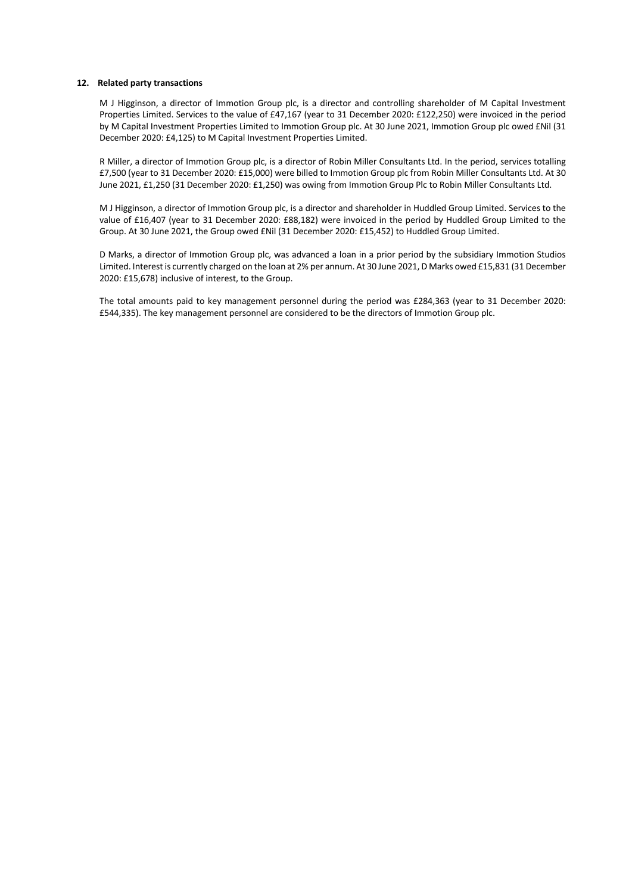## 12. Related party transactions

M J Higginson, a director of Immotion Group plc, is a director and controlling shareholder of M Capital Investment Properties Limited. Services to the value of £47,167 (year to 31 December 2020: £122,250) were invoiced in the period by M Capital Investment Properties Limited to Immotion Group plc. At 30 June 2021, Immotion Group plc owed £Nil (31 December 2020: £4,125) to M Capital Investment Properties Limited.

R Miller, a director of Immotion Group plc, is a director of Robin Miller Consultants Ltd. In the period, services totalling £7,500 (year to 31 December 2020: £15,000) were billed to Immotion Group plc from Robin Miller Consultants Ltd. At 30 June 2021, £1,250 (31 December 2020: £1,250) was owing from Immotion Group Plc to Robin Miller Consultants Ltd.

M J Higginson, a director of Immotion Group plc, is a director and shareholder in Huddled Group Limited. Services to the value of £16,407 (year to 31 December 2020: £88,182) were invoiced in the period by Huddled Group Limited to the Group. At 30 June 2021, the Group owed £Nil (31 December 2020: £15,452) to Huddled Group Limited.

D Marks, a director of Immotion Group plc, was advanced a loan in a prior period by the subsidiary Immotion Studios Limited. Interest is currently charged on the loan at 2% per annum. At 30 June 2021, D Marks owed £15,831 (31 December 2020: £15,678) inclusive of interest, to the Group.

The total amounts paid to key management personnel during the period was £284,363 (year to 31 December 2020: £544,335). The key management personnel are considered to be the directors of Immotion Group plc.